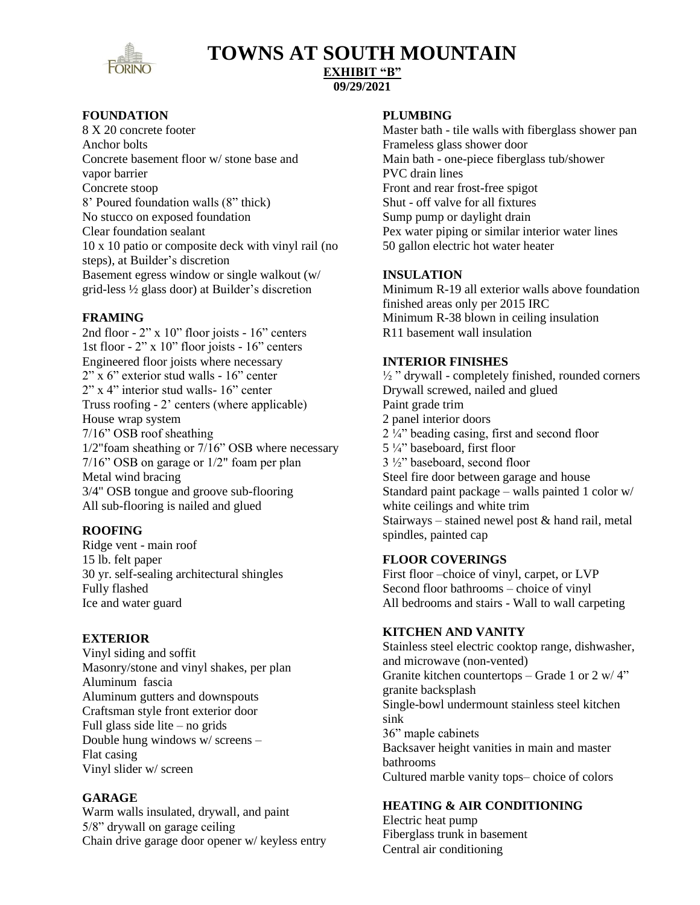# TOWNS AT SOUTH MOUNTAIN

**EXHIBIT "B"**

**09/29/2021**

### FOUNDATION

8 X 20 concrete footer
Anchor bolts
Concrete basement floor w/ stone base and vapor barrier
Concrete stoop
8' Poured foundation walls (8" thick)
No stucco on exposed foundation
Clear foundation sealant
10 x 10 patio or composite deck with vinyl rail (no steps), at Builder's discretion
Basement egress window or single walkout (w/ grid-less ½ glass door) at Builder's discretion

### FRAMING

2nd floor - 2" x 10" floor joists - 16" centers
1st floor - 2" x 10" floor joists - 16" centers
Engineered floor joists where necessary
2" x 6" exterior stud walls - 16" center
2" x 4" interior stud walls- 16" center
Truss roofing - 2' centers (where applicable)
House wrap system
7/16" OSB roof sheathing
1/2"foam sheathing or 7/16" OSB where necessary
7/16" OSB on garage or 1/2" foam per plan
Metal wind bracing
3/4" OSB tongue and groove sub-flooring
All sub-flooring is nailed and glued

### ROOFING

Ridge vent - main roof
15 lb. felt paper
30 yr. self-sealing architectural shingles
Fully flashed
Ice and water guard

### EXTERIOR

Vinyl siding and soffit
Masonry/stone and vinyl shakes, per plan
Aluminum fascia
Aluminum gutters and downspouts
Craftsman style front exterior door
Full glass side lite – no grids
Double hung windows w/ screens –
Flat casing
Vinyl slider w/ screen

### GARAGE

Warm walls insulated, drywall, and paint
5/8" drywall on garage ceiling
Chain drive garage door opener w/ keyless entry

### PLUMBING

Master bath - tile walls with fiberglass shower pan
Frameless glass shower door
Main bath - one-piece fiberglass tub/shower
PVC drain lines
Front and rear frost-free spigot
Shut - off valve for all fixtures
Sump pump or daylight drain
Pex water piping or similar interior water lines
50 gallon electric hot water heater

### INSULATION

Minimum R-19 all exterior walls above foundation finished areas only per 2015 IRC
Minimum R-38 blown in ceiling insulation
R11 basement wall insulation

### INTERIOR FINISHES

½ " drywall - completely finished, rounded corners
Drywall screwed, nailed and glued
Paint grade trim
2 panel interior doors
2 ¼" beading casing, first and second floor
5 ¼" baseboard, first floor
3 ½" baseboard, second floor
Steel fire door between garage and house
Standard paint package – walls painted 1 color w/ white ceilings and white trim
Stairways – stained newel post & hand rail, metal spindles, painted cap

### FLOOR COVERINGS

First floor –choice of vinyl, carpet, or LVP
Second floor bathrooms – choice of vinyl
All bedrooms and stairs - Wall to wall carpeting

### KITCHEN AND VANITY

Stainless steel electric cooktop range, dishwasher, and microwave (non-vented)
Granite kitchen countertops – Grade 1 or 2 w/ 4" granite backsplash
Single-bowl undermount stainless steel kitchen sink
36" maple cabinets
Backsaver height vanities in main and master bathrooms
Cultured marble vanity tops– choice of colors

### HEATING & AIR CONDITIONING

Electric heat pump
Fiberglass trunk in basement
Central air conditioning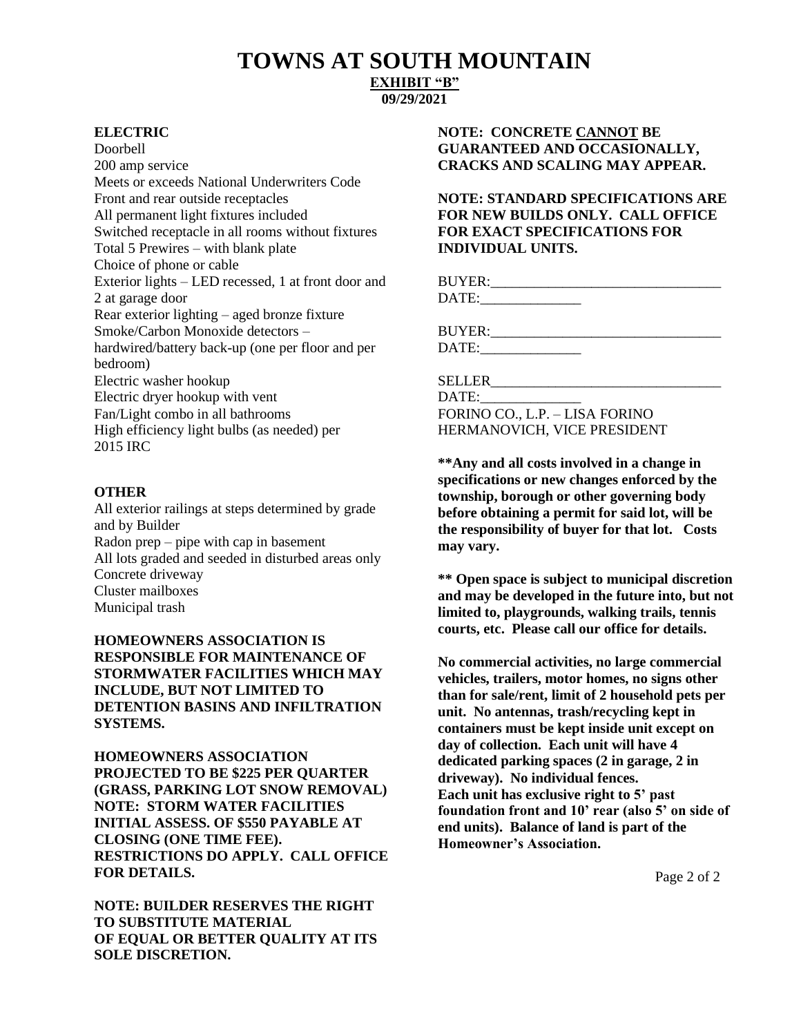# TOWNS AT SOUTH MOUNTAIN

**EXHIBIT "B"**

**09/29/2021**

**ELECTRIC**

Doorbell
200 amp service
Meets or exceeds National Underwriters Code
Front and rear outside receptacles
All permanent light fixtures included
Switched receptacle in all rooms without fixtures
Total 5 Prewires – with blank plate
Choice of phone or cable
Exterior lights – LED recessed, 1 at front door and 2 at garage door
Rear exterior lighting – aged bronze fixture
Smoke/Carbon Monoxide detectors – hardwired/battery back-up (one per floor and per bedroom)
Electric washer hookup
Electric dryer hookup with vent
Fan/Light combo in all bathrooms
High efficiency light bulbs (as needed) per 2015 IRC

**OTHER**

All exterior railings at steps determined by grade and by Builder
Radon prep – pipe with cap in basement
All lots graded and seeded in disturbed areas only
Concrete driveway
Cluster mailboxes
Municipal trash

**HOMEOWNERS ASSOCIATION IS RESPONSIBLE FOR MAINTENANCE OF STORMWATER FACILITIES WHICH MAY INCLUDE, BUT NOT LIMITED TO DETENTION BASINS AND INFILTRATION SYSTEMS.**

**HOMEOWNERS ASSOCIATION PROJECTED TO BE $225 PER QUARTER (GRASS, PARKING LOT SNOW REMOVAL) NOTE: STORM WATER FACILITIES INITIAL ASSESS. OF $550 PAYABLE AT CLOSING (ONE TIME FEE). RESTRICTIONS DO APPLY. CALL OFFICE FOR DETAILS.**

**NOTE: BUILDER RESERVES THE RIGHT TO SUBSTITUTE MATERIAL OF EQUAL OR BETTER QUALITY AT ITS SOLE DISCRETION.**

**NOTE: CONCRETE CANNOT BE GUARANTEED AND OCCASIONALLY, CRACKS AND SCALING MAY APPEAR.**

**NOTE: STANDARD SPECIFICATIONS ARE FOR NEW BUILDS ONLY. CALL OFFICE FOR EXACT SPECIFICATIONS FOR INDIVIDUAL UNITS.**

BUYER:________________________________
DATE:______________

BUYER:________________________________
DATE:______________

SELLER________________________________
DATE:______________
FORINO CO., L.P. – LISA FORINO HERMANOVICH, VICE PRESIDENT

**\*\*Any and all costs involved in a change in specifications or new changes enforced by the township, borough or other governing body before obtaining a permit for said lot, will be the responsibility of buyer for that lot. Costs may vary.**

**\*\* Open space is subject to municipal discretion and may be developed in the future into, but not limited to, playgrounds, walking trails, tennis courts, etc. Please call our office for details.**

**No commercial activities, no large commercial vehicles, trailers, motor homes, no signs other than for sale/rent, limit of 2 household pets per unit. No antennas, trash/recycling kept in containers must be kept inside unit except on day of collection. Each unit will have 4 dedicated parking spaces (2 in garage, 2 in driveway). No individual fences. Each unit has exclusive right to 5' past foundation front and 10' rear (also 5' on side of end units). Balance of land is part of the Homeowner's Association.**